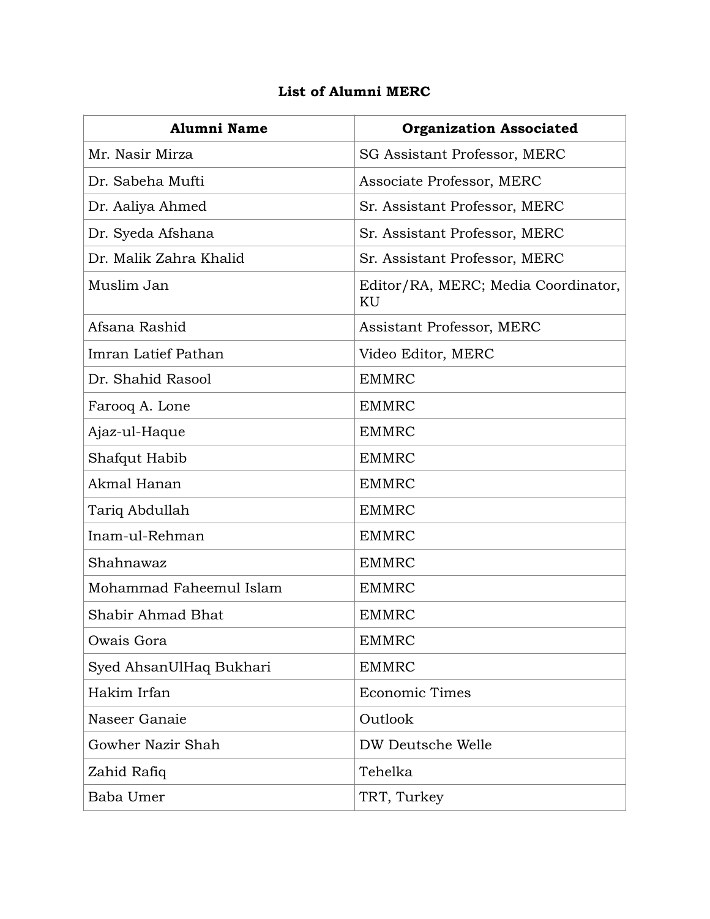**List of Alumni MERC**

| Alumni Name | Organization Associated |
|---|---|
| Mr. Nasir Mirza | SG Assistant Professor, MERC |
| Dr. Sabeha Mufti | Associate Professor, MERC |
| Dr. Aaliya Ahmed | Sr. Assistant Professor, MERC |
| Dr. Syeda Afshana | Sr. Assistant Professor, MERC |
| Dr. Malik Zahra Khalid | Sr. Assistant Professor, MERC |
| Muslim Jan | Editor/RA, MERC; Media Coordinator, KU |
| Afsana Rashid | Assistant Professor, MERC |
| Imran Latief Pathan | Video Editor, MERC |
| Dr. Shahid Rasool | EMMRC |
| Farooq A. Lone | EMMRC |
| Ajaz-ul-Haque | EMMRC |
| Shafqut Habib | EMMRC |
| Akmal Hanan | EMMRC |
| Tariq Abdullah | EMMRC |
| Inam-ul-Rehman | EMMRC |
| Shahnawaz | EMMRC |
| Mohammad Faheemul Islam | EMMRC |
| Shabir Ahmad Bhat | EMMRC |
| Owais Gora | EMMRC |
| Syed AhsanUlHaq Bukhari | EMMRC |
| Hakim Irfan | Economic Times |
| Naseer Ganaie | Outlook |
| Gowher Nazir Shah | DW Deutsche Welle |
| Zahid Rafiq | Tehelka |
| Baba Umer | TRT, Turkey |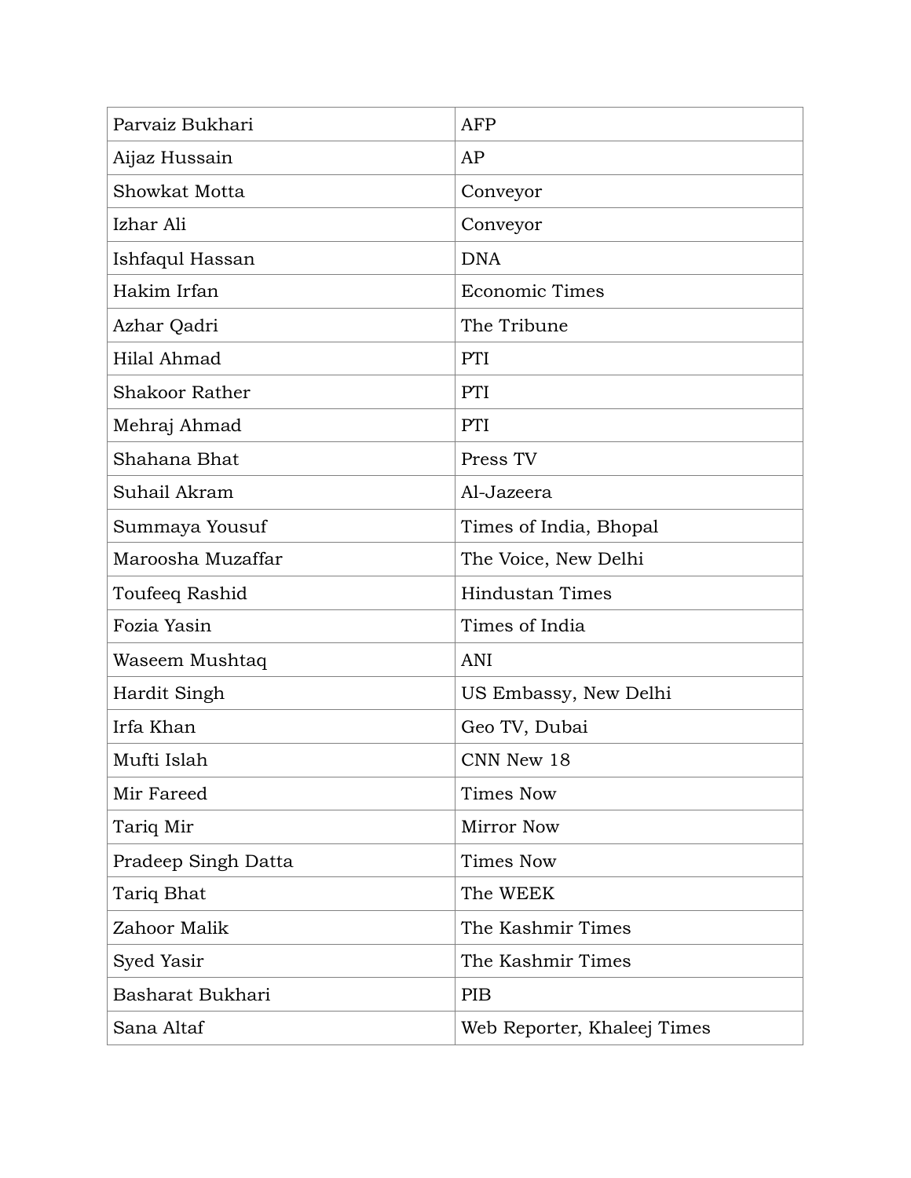| Parvaiz Bukhari | AFP |
|---|---|
| Aijaz Hussain | AP |
| Showkat Motta | Conveyor |
| Izhar Ali | Conveyor |
| Ishfaqul Hassan | DNA |
| Hakim Irfan | Economic Times |
| Azhar Qadri | The Tribune |
| Hilal Ahmad | PTI |
| Shakoor Rather | PTI |
| Mehraj Ahmad | PTI |
| Shahana Bhat | Press TV |
| Suhail Akram | Al-Jazeera |
| Summaya Yousuf | Times of India, Bhopal |
| Maroosha Muzaffar | The Voice, New Delhi |
| Toufeeq Rashid | Hindustan Times |
| Fozia Yasin | Times of India |
| Waseem Mushtaq | ANI |
| Hardit Singh | US Embassy, New Delhi |
| Irfa Khan | Geo TV, Dubai |
| Mufti Islah | CNN New 18 |
| Mir Fareed | Times Now |
| Tariq Mir | Mirror Now |
| Pradeep Singh Datta | Times Now |
| Tariq Bhat | The WEEK |
| Zahoor Malik | The Kashmir Times |
| Syed Yasir | The Kashmir Times |
| Basharat Bukhari | PIB |
| Sana Altaf | Web Reporter, Khaleej Times |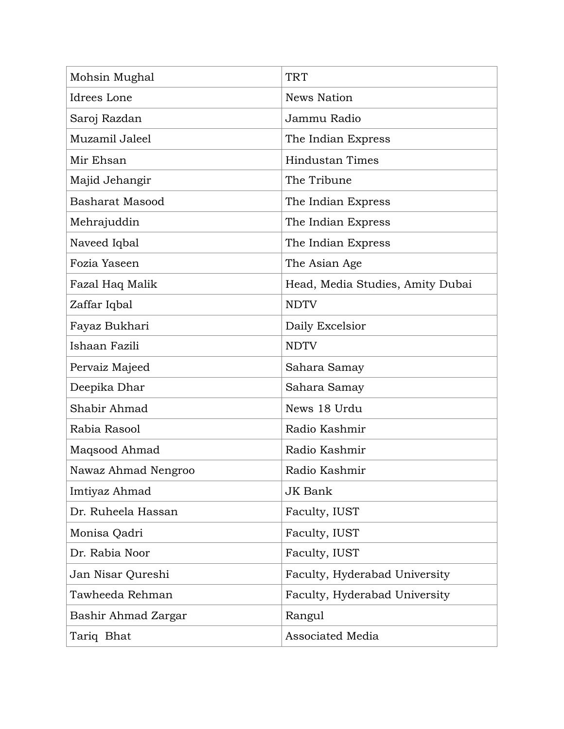| Mohsin Mughal | TRT |
|---|---|
| Idrees Lone | News Nation |
| Saroj Razdan | Jammu Radio |
| Muzamil Jaleel | The Indian Express |
| Mir Ehsan | Hindustan Times |
| Majid Jehangir | The Tribune |
| Basharat Masood | The Indian Express |
| Mehrajuddin | The Indian Express |
| Naveed Iqbal | The Indian Express |
| Fozia Yaseen | The Asian Age |
| Fazal Haq Malik | Head, Media Studies, Amity Dubai |
| Zaffar Iqbal | NDTV |
| Fayaz Bukhari | Daily Excelsior |
| Ishaan Fazili | NDTV |
| Pervaiz Majeed | Sahara Samay |
| Deepika Dhar | Sahara Samay |
| Shabir Ahmad | News 18 Urdu |
| Rabia Rasool | Radio Kashmir |
| Maqsood Ahmad | Radio Kashmir |
| Nawaz Ahmad Nengroo | Radio Kashmir |
| Imtiyaz Ahmad | JK Bank |
| Dr. Ruheela Hassan | Faculty, IUST |
| Monisa Qadri | Faculty, IUST |
| Dr. Rabia Noor | Faculty, IUST |
| Jan Nisar Qureshi | Faculty, Hyderabad University |
| Tawheeda Rehman | Faculty, Hyderabad University |
| Bashir Ahmad Zargar | Rangul |
| Tariq Bhat | Associated Media |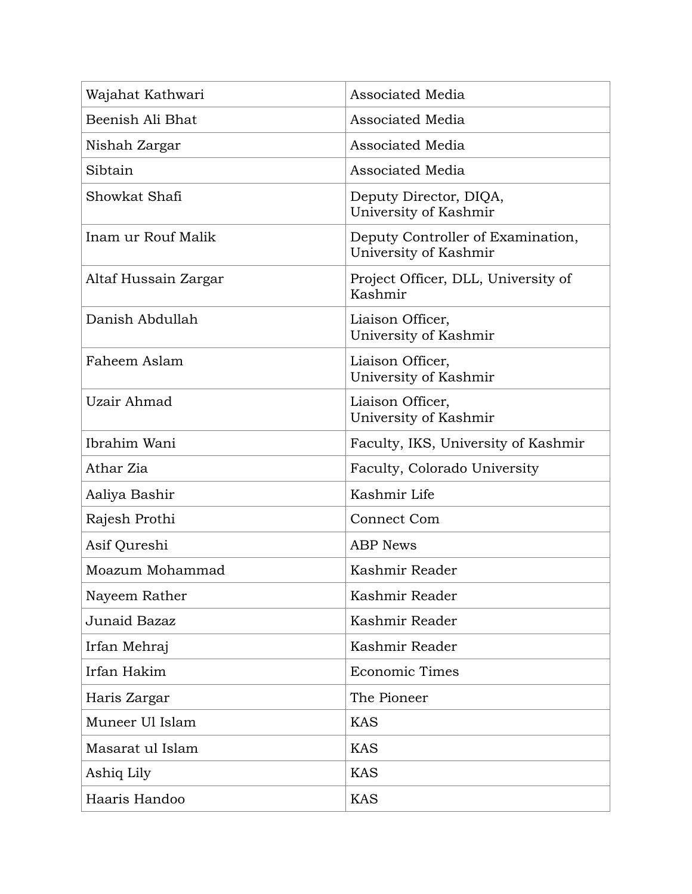| | |
|---|---|
| Wajahat Kathwari | Associated Media |
| Beenish Ali Bhat | Associated Media |
| Nishah Zargar | Associated Media |
| Sibtain | Associated Media |
| Showkat Shafi | Deputy Director, DIQA, University of Kashmir |
| Inam ur Rouf Malik | Deputy Controller of Examination, University of Kashmir |
| Altaf Hussain Zargar | Project Officer, DLL, University of Kashmir |
| Danish Abdullah | Liaison Officer, University of Kashmir |
| Faheem Aslam | Liaison Officer, University of Kashmir |
| Uzair Ahmad | Liaison Officer, University of Kashmir |
| Ibrahim Wani | Faculty, IKS, University of Kashmir |
| Athar Zia | Faculty, Colorado University |
| Aaliya Bashir | Kashmir Life |
| Rajesh Prothi | Connect Com |
| Asif Qureshi | ABP News |
| Moazum Mohammad | Kashmir Reader |
| Nayeem Rather | Kashmir Reader |
| Junaid Bazaz | Kashmir Reader |
| Irfan Mehraj | Kashmir Reader |
| Irfan Hakim | Economic Times |
| Haris Zargar | The Pioneer |
| Muneer Ul Islam | KAS |
| Masarat ul Islam | KAS |
| Ashiq Lily | KAS |
| Haaris Handoo | KAS |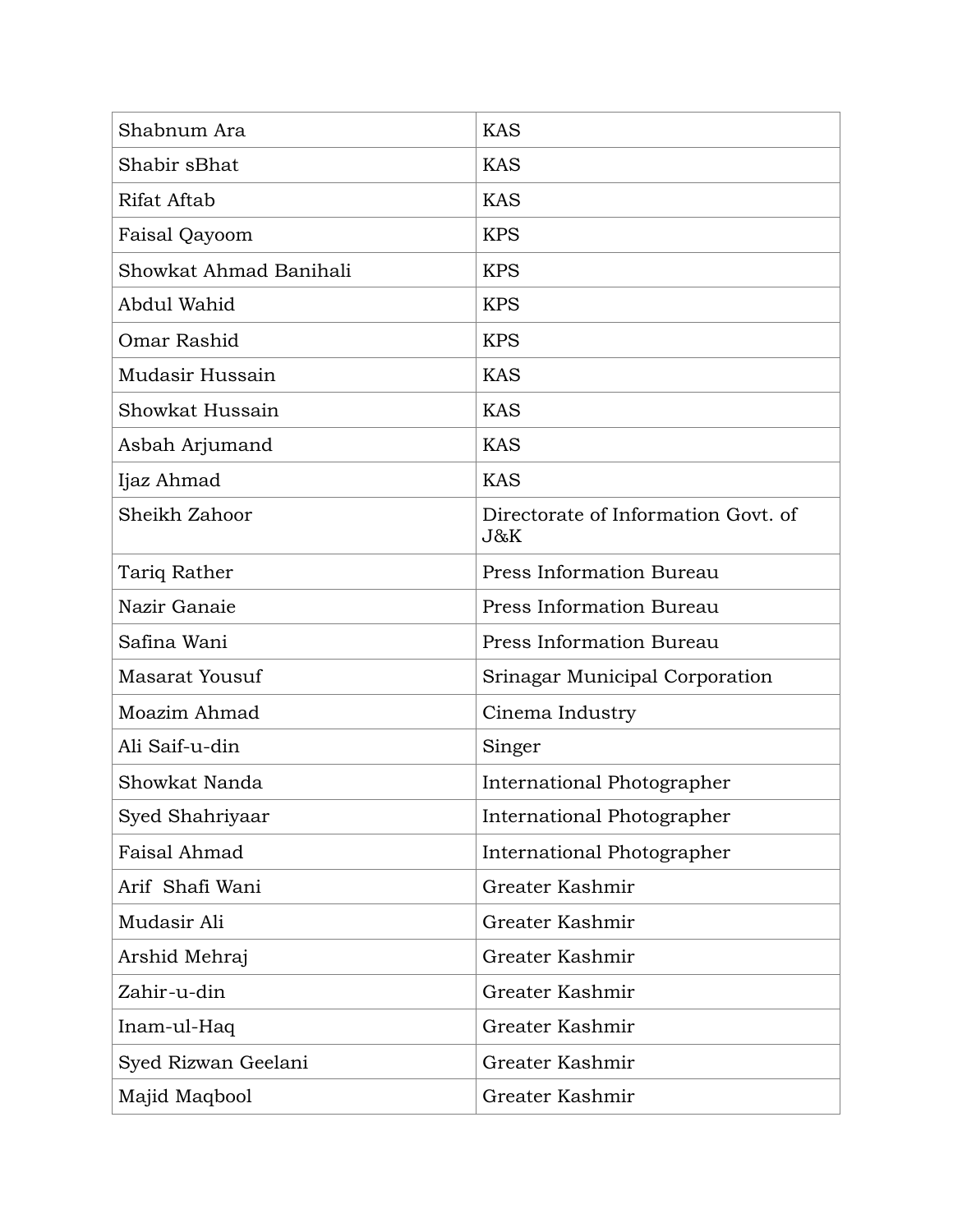| | |
|---|---|
| Shabnum Ara | KAS |
| Shabir sBhat | KAS |
| Rifat Aftab | KAS |
| Faisal Qayoom | KPS |
| Showkat Ahmad Banihali | KPS |
| Abdul Wahid | KPS |
| Omar Rashid | KPS |
| Mudasir Hussain | KAS |
| Showkat Hussain | KAS |
| Asbah Arjumand | KAS |
| Ijaz Ahmad | KAS |
| Sheikh Zahoor | Directorate of Information Govt. of J&K |
| Tariq Rather | Press Information Bureau |
| Nazir Ganaie | Press Information Bureau |
| Safina Wani | Press Information Bureau |
| Masarat Yousuf | Srinagar Municipal Corporation |
| Moazim Ahmad | Cinema Industry |
| Ali Saif-u-din | Singer |
| Showkat Nanda | International Photographer |
| Syed Shahriyaar | International Photographer |
| Faisal Ahmad | International Photographer |
| Arif Shafi Wani | Greater Kashmir |
| Mudasir Ali | Greater Kashmir |
| Arshid Mehraj | Greater Kashmir |
| Zahir-u-din | Greater Kashmir |
| Inam-ul-Haq | Greater Kashmir |
| Syed Rizwan Geelani | Greater Kashmir |
| Majid Maqbool | Greater Kashmir |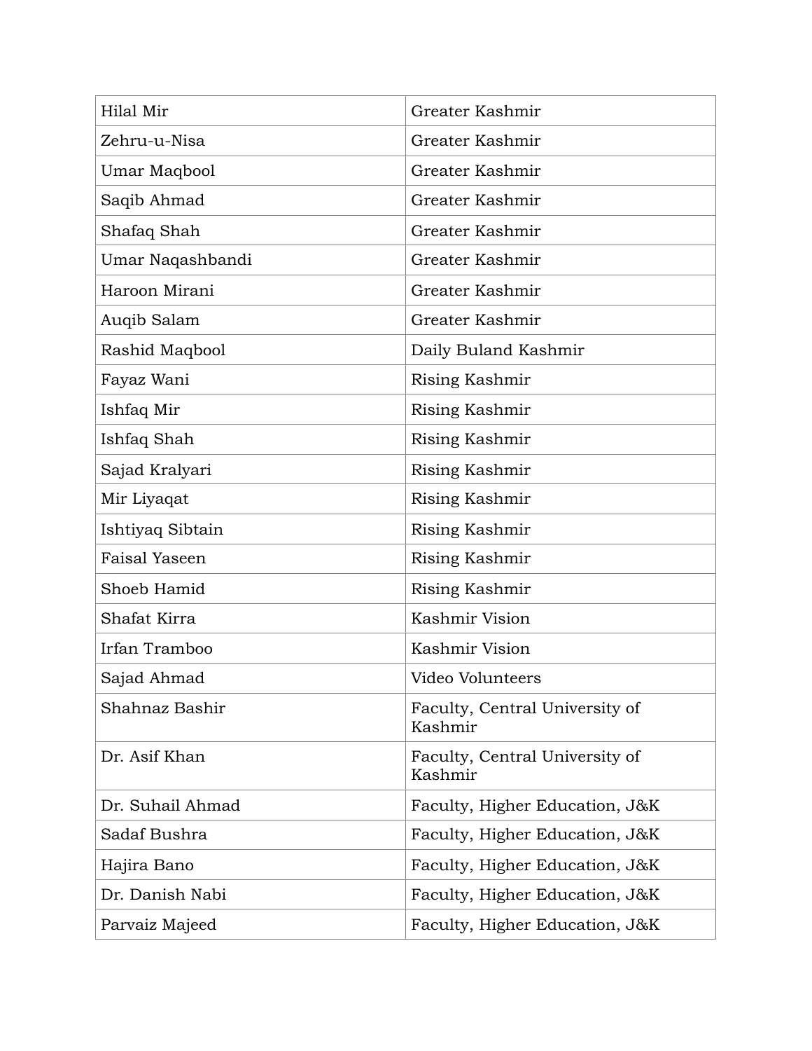| | |
|---|---|
| Hilal Mir | Greater Kashmir |
| Zehru-u-Nisa | Greater Kashmir |
| Umar Maqbool | Greater Kashmir |
| Saqib Ahmad | Greater Kashmir |
| Shafaq Shah | Greater Kashmir |
| Umar Naqashbandi | Greater Kashmir |
| Haroon Mirani | Greater Kashmir |
| Auqib Salam | Greater Kashmir |
| Rashid Maqbool | Daily Buland Kashmir |
| Fayaz Wani | Rising Kashmir |
| Ishfaq Mir | Rising Kashmir |
| Ishfaq Shah | Rising Kashmir |
| Sajad Kralyari | Rising Kashmir |
| Mir Liyaqat | Rising Kashmir |
| Ishtiyaq Sibtain | Rising Kashmir |
| Faisal Yaseen | Rising Kashmir |
| Shoeb Hamid | Rising Kashmir |
| Shafat Kirra | Kashmir Vision |
| Irfan Tramboo | Kashmir Vision |
| Sajad Ahmad | Video Volunteers |
| Shahnaz Bashir | Faculty, Central University of Kashmir |
| Dr. Asif Khan | Faculty, Central University of Kashmir |
| Dr. Suhail Ahmad | Faculty, Higher Education, J&K |
| Sadaf Bushra | Faculty, Higher Education, J&K |
| Hajira Bano | Faculty, Higher Education, J&K |
| Dr. Danish Nabi | Faculty, Higher Education, J&K |
| Parvaiz Majeed | Faculty, Higher Education, J&K |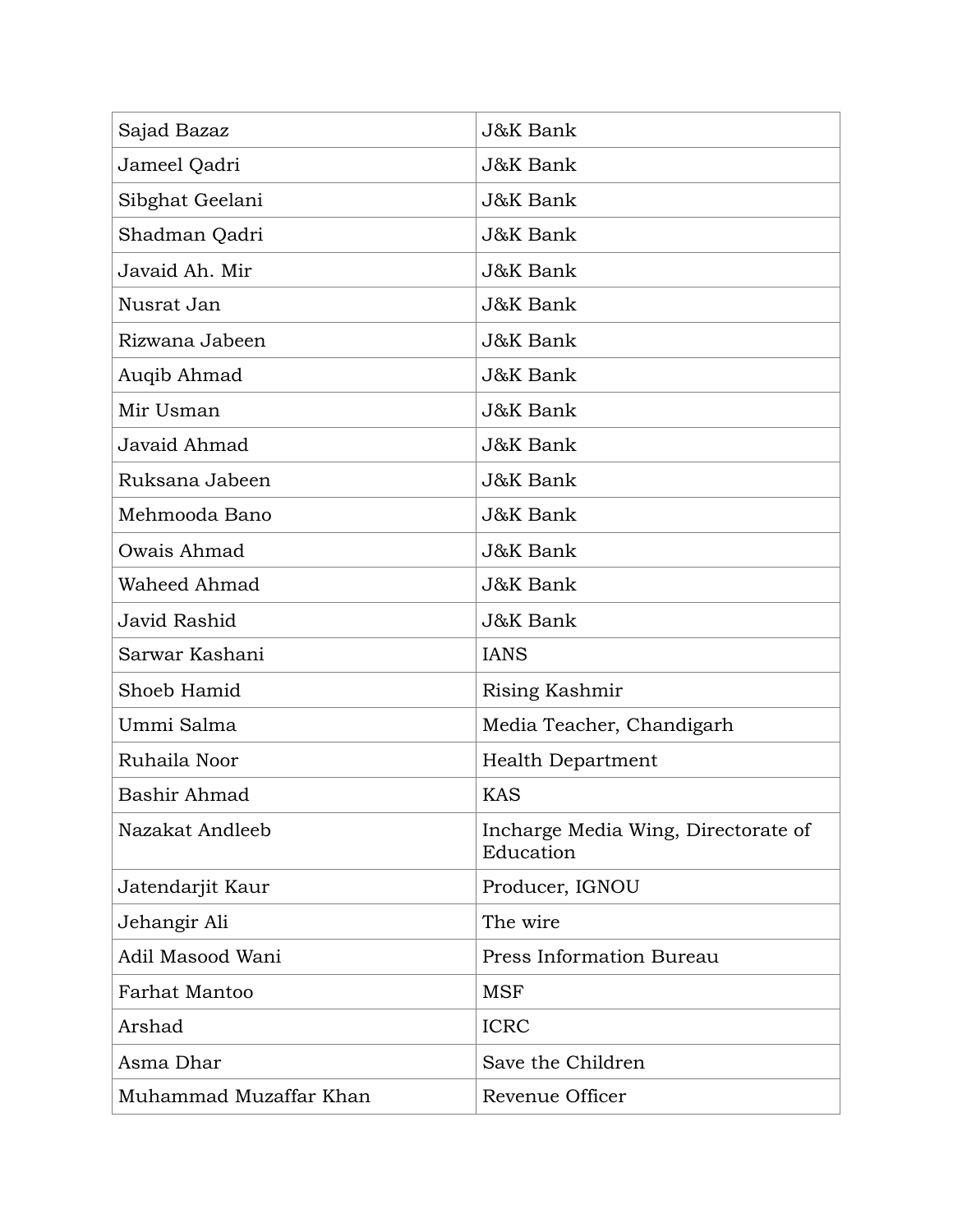| | |
|---|---|
| Sajad Bazaz | J&K Bank |
| Jameel Qadri | J&K Bank |
| Sibghat Geelani | J&K Bank |
| Shadman Qadri | J&K Bank |
| Javaid Ah. Mir | J&K Bank |
| Nusrat Jan | J&K Bank |
| Rizwana Jabeen | J&K Bank |
| Auqib Ahmad | J&K Bank |
| Mir Usman | J&K Bank |
| Javaid Ahmad | J&K Bank |
| Ruksana Jabeen | J&K Bank |
| Mehmooda Bano | J&K Bank |
| Owais Ahmad | J&K Bank |
| Waheed Ahmad | J&K Bank |
| Javid Rashid | J&K Bank |
| Sarwar Kashani | IANS |
| Shoeb Hamid | Rising Kashmir |
| Ummi Salma | Media Teacher, Chandigarh |
| Ruhaila Noor | Health Department |
| Bashir Ahmad | KAS |
| Nazakat Andleeb | Incharge Media Wing, Directorate of Education |
| Jatendarjit Kaur | Producer, IGNOU |
| Jehangir Ali | The wire |
| Adil Masood Wani | Press Information Bureau |
| Farhat Mantoo | MSF |
| Arshad | ICRC |
| Asma Dhar | Save the Children |
| Muhammad Muzaffar Khan | Revenue Officer |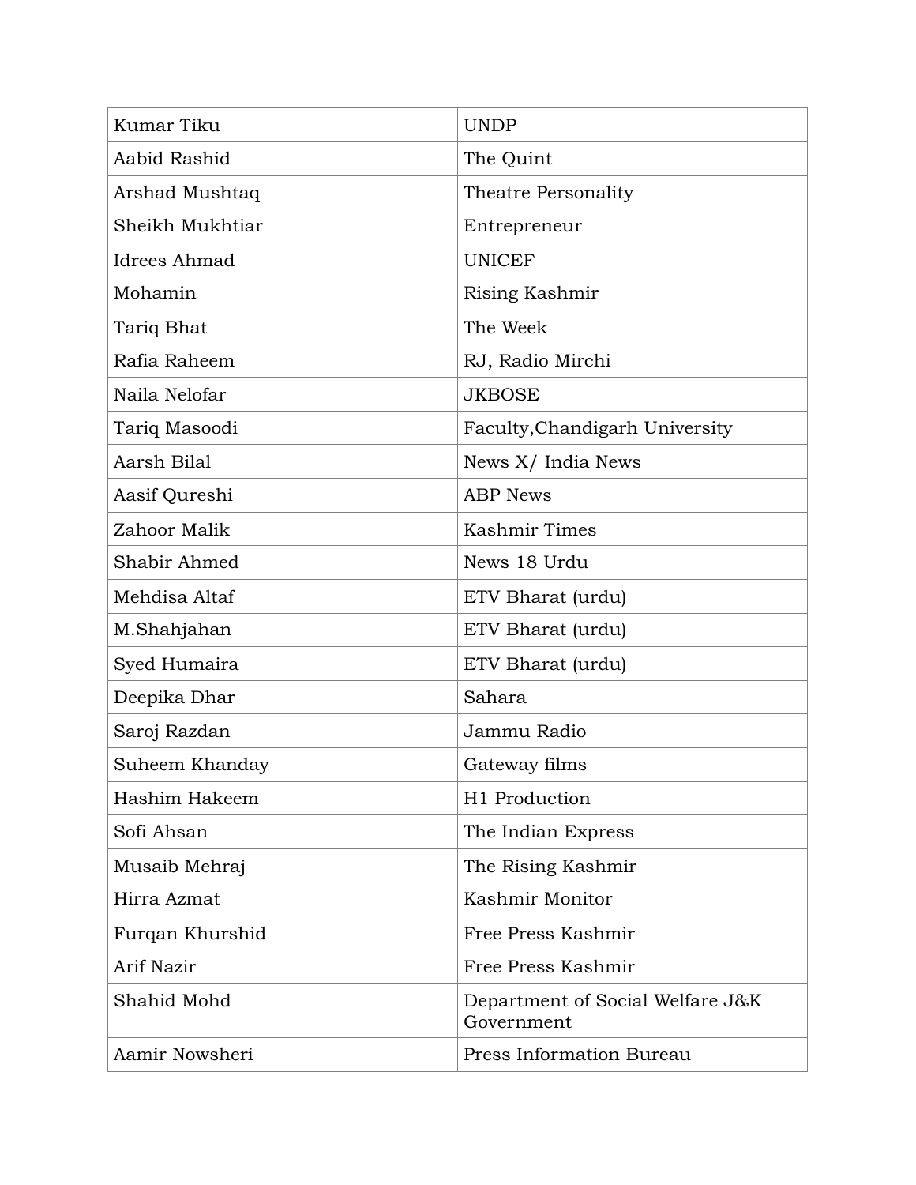| | |
|---|---|
| Kumar Tiku | UNDP |
| Aabid Rashid | The Quint |
| Arshad Mushtaq | Theatre Personality |
| Sheikh Mukhtiar | Entrepreneur |
| Idrees Ahmad | UNICEF |
| Mohamin | Rising Kashmir |
| Tariq Bhat | The Week |
| Rafia Raheem | RJ, Radio Mirchi |
| Naila Nelofar | JKBOSE |
| Tariq Masoodi | Faculty,Chandigarh University |
| Aarsh Bilal | News X/ India News |
| Aasif Qureshi | ABP News |
| Zahoor Malik | Kashmir Times |
| Shabir Ahmed | News 18 Urdu |
| Mehdisa Altaf | ETV Bharat (urdu) |
| M.Shahjahan | ETV Bharat (urdu) |
| Syed Humaira | ETV Bharat (urdu) |
| Deepika Dhar | Sahara |
| Saroj Razdan | Jammu Radio |
| Suheem Khanday | Gateway films |
| Hashim Hakeem | H1 Production |
| Sofi Ahsan | The Indian Express |
| Musaib Mehraj | The Rising Kashmir |
| Hirra Azmat | Kashmir Monitor |
| Furqan Khurshid | Free Press Kashmir |
| Arif Nazir | Free Press Kashmir |
| Shahid Mohd | Department of Social Welfare J&K Government |
| Aamir Nowsheri | Press Information Bureau |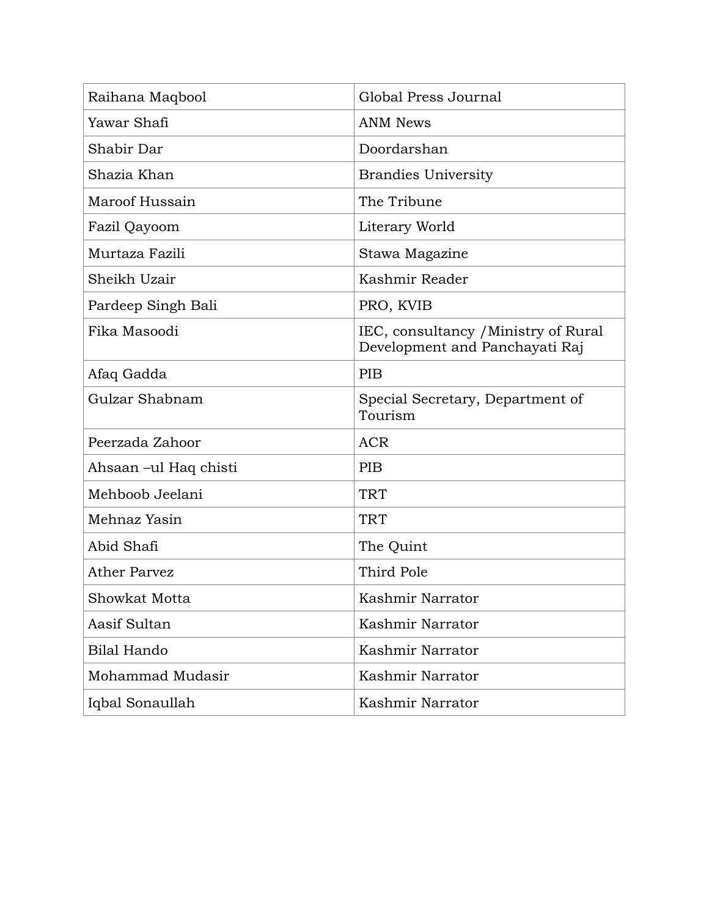| | |
|---|---|
| Raihana Maqbool | Global Press Journal |
| Yawar Shafi | ANM News |
| Shabir Dar | Doordarshan |
| Shazia Khan | Brandies University |
| Maroof Hussain | The Tribune |
| Fazil Qayoom | Literary World |
| Murtaza Fazili | Stawa Magazine |
| Sheikh Uzair | Kashmir Reader |
| Pardeep Singh Bali | PRO, KVIB |
| Fika Masoodi | IEC, consultancy /Ministry of Rural Development and Panchayati Raj |
| Afaq Gadda | PIB |
| Gulzar Shabnam | Special Secretary, Department of Tourism |
| Peerzada Zahoor | ACR |
| Ahsaan –ul Haq chisti | PIB |
| Mehboob Jeelani | TRT |
| Mehnaz Yasin | TRT |
| Abid Shafi | The Quint |
| Ather Parvez | Third Pole |
| Showkat Motta | Kashmir Narrator |
| Aasif Sultan | Kashmir Narrator |
| Bilal Hando | Kashmir Narrator |
| Mohammad Mudasir | Kashmir Narrator |
| Iqbal Sonaullah | Kashmir Narrator |